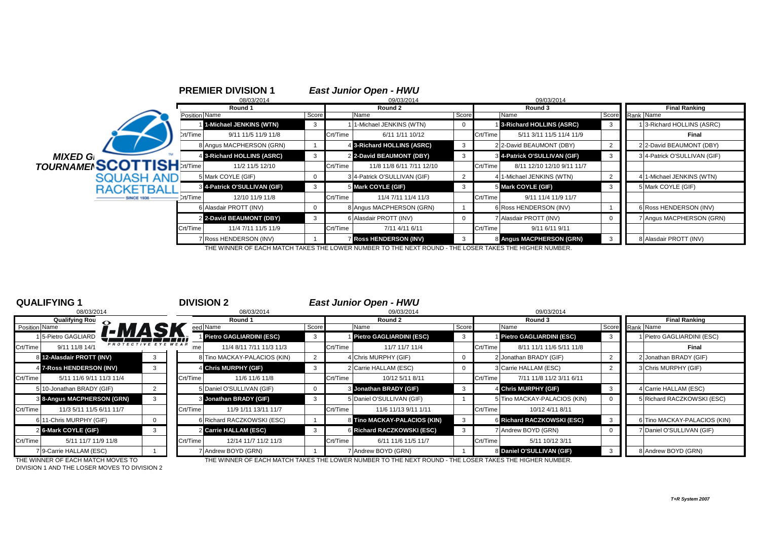## PREMIER DIVISION 1 — *East Junior Open - HWU*

**MIXED GIRLS & BOYS TOURNAMENT** — SCOTTISH SQUASH AND RACKETBALL (SINCE 1936)

| Position | Round 1 (08/03/2014) Name | Score | | Round 2 (09/03/2014) Name | Score | | Round 3 (09/03/2014) Name | Score | Rank | Final Ranking Name |
|---|---|---|---|---|---|---|---|---|---|---|
| 1 | **1-Michael JENKINS (WTN)** | 3 | 1 | 1-Michael JENKINS (WTN) | 0 | 1 | **3-Richard HOLLINS (ASRC)** | 3 | 1 | 3-Richard HOLLINS (ASRC) |
| Crt/Time | 9/11 11/5 11/9 11/8 | | Crt/Time | 6/11 1/11 10/12 | | Crt/Time | 5/11 3/11 11/5 11/4 11/9 | | | **Final** |
| 8 | Angus MACPHERSON (GRN) | 1 | 4 | **3-Richard HOLLINS (ASRC)** | 3 | 2 | 2-David BEAUMONT (DBY) | 2 | 2 | 2-David BEAUMONT (DBY) |
| 4 | **3-Richard HOLLINS (ASRC)** | 3 | 2 | **2-David BEAUMONT (DBY)** | 3 | 3 | **4-Patrick O'SULLIVAN (GIF)** | 3 | 3 | 4-Patrick O'SULLIVAN (GIF) |
| Crt/Time | 11/2 11/5 12/10 | | Crt/Time | 11/8 11/8 6/11 7/11 12/10 | | Crt/Time | 8/11 12/10 12/10 9/11 11/7 | | | |
| 5 | Mark COYLE (GIF) | 0 | 3 | 4-Patrick O'SULLIVAN (GIF) | 2 | 4 | 1-Michael JENKINS (WTN) | 2 | 4 | 1-Michael JENKINS (WTN) |
| 3 | **4-Patrick O'SULLIVAN (GIF)** | 3 | 5 | **Mark COYLE (GIF)** | 3 | 5 | **Mark COYLE (GIF)** | 3 | 5 | Mark COYLE (GIF) |
| Crt/Time | 12/10 11/9 11/8 | | Crt/Time | 11/4 7/11 11/4 11/3 | | Crt/Time | 9/11 11/4 11/9 11/7 | | | |
| 6 | Alasdair PROTT (INV) | 0 | 8 | Angus MACPHERSON (GRN) | 1 | 6 | Ross HENDERSON (INV) | 1 | 6 | Ross HENDERSON (INV) |
| 2 | **2-David BEAUMONT (DBY)** | 3 | 6 | Alasdair PROTT (INV) | 0 | 7 | Alasdair PROTT (INV) | 0 | 7 | Angus MACPHERSON (GRN) |
| Crt/Time | 11/4 7/11 11/5 11/9 | | Crt/Time | 7/11 4/11 6/11 | | Crt/Time | 7/11 6/11 9/11 | | | |
| 7 | Ross HENDERSON (INV) | 1 | 7 | **Ross HENDERSON (INV)** | 3 | 8 | **Angus MACPHERSON (GRN)** | 3 | 8 | Alasdair PROTT (INV) |

THE WINNER OF EACH MATCH TAKES THE LOWER NUMBER TO THE NEXT ROUND - THE LOSER TAKES THE HIGHER NUMBER.

## QUALIFYING 1

08/03/2014

| Position | Qualifying Round Name | Score |
|---|---|---|
| 1 | 5-Pietro GAGLIARDI | |
| Crt/Time | 9/11 11/8 14/1 | |
| 8 | **12-Alasdair PROTT (INV)** | 3 |
| 4 | **7-Ross HENDERSON (INV)** | 3 |
| Crt/Time | 5/11 11/6 9/11 11/3 11/4 | |
| 5 | 10-Jonathan BRADY (GIF) | 2 |
| 3 | **8-Angus MACPHERSON (GRN)** | 3 |
| Crt/Time | 11/3 5/11 11/5 6/11 11/7 | |
| 6 | 11-Chris MURPHY (GIF) | 0 |
| 2 | **6-Mark COYLE (GIF)** | 3 |
| Crt/Time | 5/11 11/7 11/9 11/8 | |
| 7 | 9-Carrie HALLAM (ESC) | 1 |

THE WINNER OF EACH MATCH MOVES TO DIVISION 1 AND THE LOSER MOVES TO DIVISION 2

## DIVISION 2 — *East Junior Open - HWU*

| Seed | Round 1 (08/03/2014) Name | Score | | Round 2 (09/03/2014) Name | Score | | Round 3 (09/03/2014) Name | Score | Rank | Final Ranking Name |
|---|---|---|---|---|---|---|---|---|---|---|
| 1 | **Pietro GAGLIARDINI (ESC)** | 3 | 1 | **Pietro GAGLIARDINI (ESC)** | 3 | 1 | **Pietro GAGLIARDINI (ESC)** | 3 | 1 | Pietro GAGLIARDINI (ESC) |
| Crt/Time | 11/4 8/11 7/11 11/3 11/3 | | Crt/Time | 11/7 11/7 11/4 | | Crt/Time | 8/11 11/1 11/6 5/11 11/8 | | | **Final** |
| 8 | Tino MACKAY-PALACIOS (KIN) | 2 | 4 | Chris MURPHY (GIF) | 0 | 2 | Jonathan BRADY (GIF) | 2 | 2 | Jonathan BRADY (GIF) |
| 4 | **Chris MURPHY (GIF)** | 3 | 2 | Carrie HALLAM (ESC) | 0 | 3 | Carrie HALLAM (ESC) | 2 | 3 | Chris MURPHY (GIF) |
| Crt/Time | 11/6 11/6 11/8 | | Crt/Time | 10/12 5/11 8/11 | | Crt/Time | 7/11 11/8 11/2 3/11 6/11 | | | |
| 5 | Daniel O'SULLIVAN (GIF) | 0 | 3 | **Jonathan BRADY (GIF)** | 3 | 4 | **Chris MURPHY (GIF)** | 3 | 4 | Carrie HALLAM (ESC) |
| 3 | **Jonathan BRADY (GIF)** | 3 | 5 | Daniel O'SULLIVAN (GIF) | 1 | 5 | Tino MACKAY-PALACIOS (KIN) | 0 | 5 | Richard RACZKOWSKI (ESC) |
| Crt/Time | 11/9 1/11 13/11 11/7 | | Crt/Time | 11/6 11/13 9/11 1/11 | | Crt/Time | 10/12 4/11 8/11 | | | |
| 6 | Richard RACZKOWSKI (ESC) | 1 | 8 | **Tino MACKAY-PALACIOS (KIN)** | 3 | 6 | **Richard RACZKOWSKI (ESC)** | 3 | 6 | Tino MACKAY-PALACIOS (KIN) |
| 2 | **Carrie HALLAM (ESC)** | 3 | 6 | **Richard RACZKOWSKI (ESC)** | 3 | 7 | Andrew BOYD (GRN) | 0 | 7 | Daniel O'SULLIVAN (GIF) |
| Crt/Time | 12/14 11/7 11/2 11/3 | | Crt/Time | 6/11 11/6 11/5 11/7 | | Crt/Time | 5/11 10/12 3/11 | | | |
| 7 | Andrew BOYD (GRN) | 1 | 7 | Andrew BOYD (GRN) | 1 | 8 | **Daniel O'SULLIVAN (GIF)** | 3 | 8 | Andrew BOYD (GRN) |

THE WINNER OF EACH MATCH TAKES THE LOWER NUMBER TO THE NEXT ROUND - THE LOSER TAKES THE HIGHER NUMBER.

*T+R System 2007*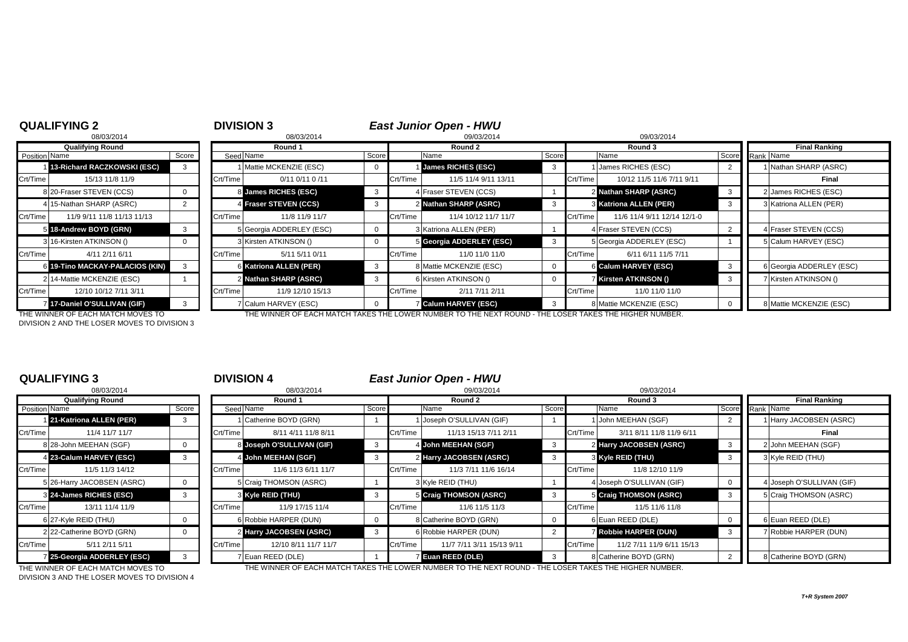## QUALIFYING 2

08/03/2014

| Position | Name | Score |
|---|---|---|
| | **Qualifying Round** | |
| 1 | **13-Richard RACZKOWSKI (ESC)** | 3 |
| Crt/Time | 15/13 11/8 11/9 | |
| 8 | 20-Fraser STEVEN (CCS) | 0 |
| 4 | 15-Nathan SHARP (ASRC) | 2 |
| Crt/Time | 11/9 9/11 11/8 11/13 11/13 | |
| 5 | **18-Andrew BOYD (GRN)** | 3 |
| 3 | 16-Kirsten ATKINSON () | 0 |
| Crt/Time | 4/11 2/11 6/11 | |
| 6 | **19-Tino MACKAY-PALACIOS (KIN)** | 3 |
| 2 | 14-Mattie MCKENZIE (ESC) | 1 |
| Crt/Time | 12/10 10/12 7/11 3/11 | |
| 7 | **17-Daniel O'SULLIVAN (GIF)** | 3 |

THE WINNER OF EACH MATCH MOVES TO DIVISION 2 AND THE LOSER MOVES TO DIVISION 3

## DIVISION 3

## *East Junior Open - HWU*

| Seed | Round 1 (08/03/2014) Name | Score | | Round 2 (09/03/2014) Name | Score | | Round 3 (09/03/2014) Name | Score | Rank | Final Ranking Name |
|---|---|---|---|---|---|---|---|---|---|---|
| 1 | Mattie MCKENZIE (ESC) | 0 | 1 | **James RICHES (ESC)** | 3 | 1 | James RICHES (ESC) | 2 | 1 | Nathan SHARP (ASRC) |
| Crt/Time | 0/11 0/11 0 /11 | | Crt/Time | 11/5 11/4 9/11 13/11 | | Crt/Time | 10/12 11/5 11/6 7/11 9/11 | | | **Final** |
| 8 | **James RICHES (ESC)** | 3 | 4 | Fraser STEVEN (CCS) | 1 | 2 | **Nathan SHARP (ASRC)** | 3 | 2 | James RICHES (ESC) |
| 4 | **Fraser STEVEN (CCS)** | 3 | 2 | **Nathan SHARP (ASRC)** | 3 | 3 | **Katriona ALLEN (PER)** | 3 | 3 | Katriona ALLEN (PER) |
| Crt/Time | 11/8 11/9 11/7 | | Crt/Time | 11/4 10/12 11/7 11/7 | | Crt/Time | 11/6 11/4 9/11 12/14 12/1-0 | | | |
| 5 | Georgia ADDERLEY (ESC) | 0 | 3 | Katriona ALLEN (PER) | 1 | 4 | Fraser STEVEN (CCS) | 2 | 4 | Fraser STEVEN (CCS) |
| 3 | Kirsten ATKINSON () | 0 | 5 | **Georgia ADDERLEY (ESC)** | 3 | 5 | Georgia ADDERLEY (ESC) | 1 | 5 | Calum HARVEY (ESC) |
| Crt/Time | 5/11 5/11 0/11 | | Crt/Time | 11/0 11/0 11/0 | | Crt/Time | 6/11 6/11 11/5 7/11 | | | |
| 6 | **Katriona ALLEN (PER)** | 3 | 8 | Mattie MCKENZIE (ESC) | 0 | 6 | **Calum HARVEY (ESC)** | 3 | 6 | Georgia ADDERLEY (ESC) |
| 2 | **Nathan SHARP (ASRC)** | 3 | 6 | Kirsten ATKINSON () | 0 | 7 | **Kirsten ATKINSON ()** | 3 | 7 | Kirsten ATKINSON () |
| Crt/Time | 11/9 12/10 15/13 | | Crt/Time | 2/11 7/11 2/11 | | Crt/Time | 11/0 11/0 11/0 | | | |
| 7 | Calum HARVEY (ESC) | 0 | 7 | **Calum HARVEY (ESC)** | 3 | 8 | Mattie MCKENZIE (ESC) | 0 | 8 | Mattie MCKENZIE (ESC) |

THE WINNER OF EACH MATCH TAKES THE LOWER NUMBER TO THE NEXT ROUND - THE LOSER TAKES THE HIGHER NUMBER.

## QUALIFYING 3

08/03/2014

| Position | Name | Score |
|---|---|---|
| | **Qualifying Round** | |
| 1 | **21-Katriona ALLEN (PER)** | 3 |
| Crt/Time | 11/4 11/7 11/7 | |
| 8 | 28-John MEEHAN (SGF) | 0 |
| 4 | **23-Calum HARVEY (ESC)** | 3 |
| Crt/Time | 11/5 11/3 14/12 | |
| 5 | 26-Harry JACOBSEN (ASRC) | 0 |
| 3 | **24-James RICHES (ESC)** | 3 |
| Crt/Time | 13/11 11/4 11/9 | |
| 6 | 27-Kyle REID (THU) | 0 |
| 2 | 22-Catherine BOYD (GRN) | 0 |
| Crt/Time | 5/11 2/11 5/11 | |
| 7 | **25-Georgia ADDERLEY (ESC)** | 3 |

THE WINNER OF EACH MATCH MOVES TO DIVISION 3 AND THE LOSER MOVES TO DIVISION 4

## DIVISION 4

## *East Junior Open - HWU*

| Seed | Round 1 (08/03/2014) Name | Score | | Round 2 (09/03/2014) Name | Score | | Round 3 (09/03/2014) Name | Score | Rank | Final Ranking Name |
|---|---|---|---|---|---|---|---|---|---|---|
| 1 | Catherine BOYD (GRN) | 1 | 1 | Joseph O'SULLIVAN (GIF) | 1 | 1 | John MEEHAN (SGF) | 2 | 1 | Harry JACOBSEN (ASRC) |
| Crt/Time | 8/11 4/11 11/8 8/11 | | Crt/Time | 11/13 15/13 7/11 2/11 | | Crt/Time | 3/11 8/11 11/8 11/9 6/11 | | | **Final** |
| 8 | **Joseph O'SULLIVAN (GIF)** | 3 | 4 | **John MEEHAN (SGF)** | 3 | 2 | **Harry JACOBSEN (ASRC)** | 3 | 2 | John MEEHAN (SGF) |
| 4 | **John MEEHAN (SGF)** | 3 | 2 | **Harry JACOBSEN (ASRC)** | 3 | 3 | **Kyle REID (THU)** | 3 | 3 | Kyle REID (THU) |
| Crt/Time | 11/6 11/3 6/11 11/7 | | Crt/Time | 11/3 7/11 11/6 16/14 | | Crt/Time | 11/8 12/10 11/9 | | | |
| 5 | Craig THOMSON (ASRC) | 1 | 3 | Kyle REID (THU) | 1 | 4 | Joseph O'SULLIVAN (GIF) | 0 | 4 | Joseph O'SULLIVAN (GIF) |
| 3 | **Kyle REID (THU)** | 3 | 5 | **Craig THOMSON (ASRC)** | 3 | 5 | **Craig THOMSON (ASRC)** | 3 | 5 | Craig THOMSON (ASRC) |
| Crt/Time | 11/9 17/15 11/4 | | Crt/Time | 11/6 11/5 11/3 | | Crt/Time | 11/5 11/6 11/8 | | | |
| 6 | Robbie HARPER (DUN) | 0 | 8 | Catherine BOYD (GRN) | 0 | 6 | Euan REED (DLE) | 0 | 6 | Euan REED (DLE) |
| 2 | **Harry JACOBSEN (ASRC)** | 3 | 6 | Robbie HARPER (DUN) | 2 | 7 | **Robbie HARPER (DUN)** | 3 | 7 | Robbie HARPER (DUN) |
| Crt/Time | 12/10 8/11 11/7 11/7 | | Crt/Time | 11/7 7/11 3/11 15/13 9/11 | | Crt/Time | 11/2 7/11 11/9 6/11 15/13 | | | |
| 7 | Euan REED (DLE) | 1 | 7 | **Euan REED (DLE)** | 3 | 8 | Catherine BOYD (GRN) | 2 | 8 | Catherine BOYD (GRN) |

THE WINNER OF EACH MATCH TAKES THE LOWER NUMBER TO THE NEXT ROUND - THE LOSER TAKES THE HIGHER NUMBER.

*T+R System 2007*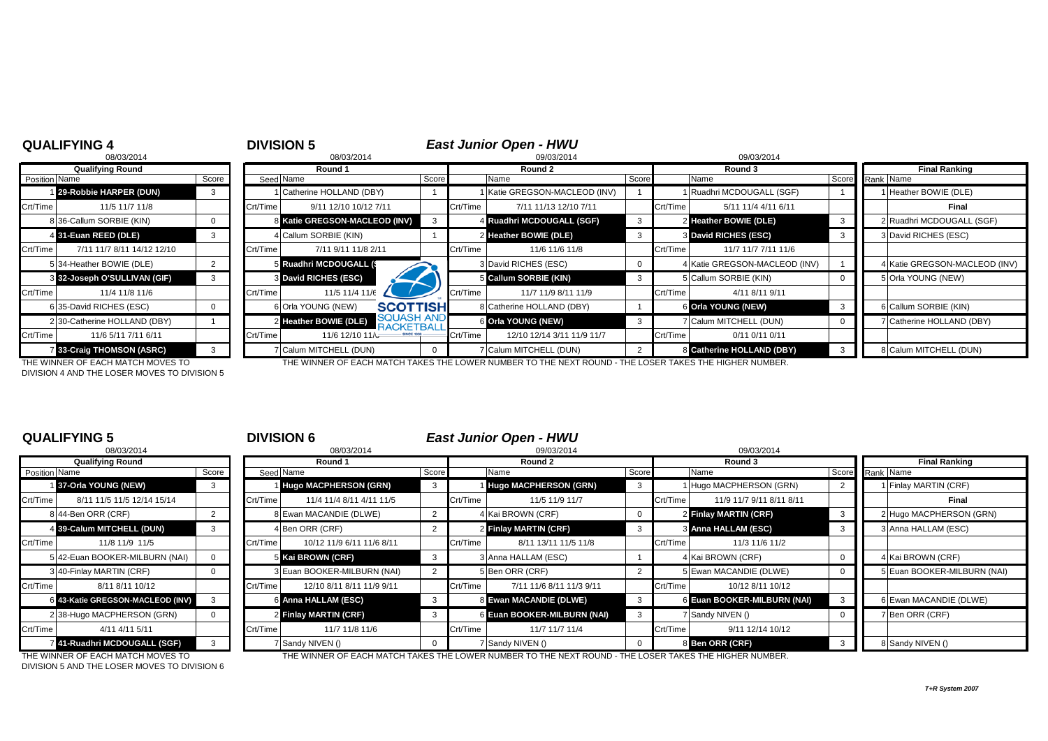## QUALIFYING 4

08/03/2014

| Position | Name | Score |
|---|---|---|
| | **Qualifying Round** | |
| 1 | **29-Robbie HARPER (DUN)** | 3 |
| Crt/Time | 11/5 11/7 11/8 | |
| 8 | 36-Callum SORBIE (KIN) | 0 |
| 4 | **31-Euan REED (DLE)** | 3 |
| Crt/Time | 7/11 11/7 8/11 14/12 12/10 | |
| 5 | 34-Heather BOWIE (DLE) | 2 |
| 3 | **32-Joseph O'SULLIVAN (GIF)** | 3 |
| Crt/Time | 11/4 11/8 11/6 | |
| 6 | 35-David RICHES (ESC) | 0 |
| 2 | 30-Catherine HOLLAND (DBY) | 1 |
| Crt/Time | 11/6 5/11 7/11 6/11 | |
| 7 | **33-Craig THOMSON (ASRC)** | 3 |

THE WINNER OF EACH MATCH MOVES TO DIVISION 4 AND THE LOSER MOVES TO DIVISION 5

## DIVISION 5

## *East Junior Open - HWU*

| Round 1 (08/03/2014) | | Score | Round 2 (09/03/2014) | | Score | Round 3 (09/03/2014) | | Score | Final Ranking | |
|---|---|---|---|---|---|---|---|---|---|---|
| Seed | Name | | | Name | | | Name | | Rank | Name |
| 1 | Catherine HOLLAND (DBY) | 1 | 1 | Katie GREGSON-MACLEOD (INV) | 1 | 1 | Ruadhri MCDOUGALL (SGF) | 1 | 1 | Heather BOWIE (DLE) |
| Crt/Time | 9/11 12/10 10/12 7/11 | | Crt/Time | 7/11 11/13 12/10 7/11 | | Crt/Time | 5/11 11/4 4/11 6/11 | | | **Final** |
| 8 | **Katie GREGSON-MACLEOD (INV)** | 3 | 4 | **Ruadhri MCDOUGALL (SGF)** | 3 | 2 | **Heather BOWIE (DLE)** | 3 | 2 | Ruadhri MCDOUGALL (SGF) |
| 4 | Callum SORBIE (KIN) | 1 | 2 | **Heather BOWIE (DLE)** | 3 | 3 | **David RICHES (ESC)** | 3 | 3 | David RICHES (ESC) |
| Crt/Time | 7/11 9/11 11/8 2/11 | | Crt/Time | 11/6 11/6 11/8 | | Crt/Time | 11/7 11/7 7/11 11/6 | | | |
| 5 | **Ruadhri MCDOUGALL (S** | | 3 | David RICHES (ESC) | 0 | 4 | Katie GREGSON-MACLEOD (INV) | 1 | 4 | Katie GREGSON-MACLEOD (INV) |
| 3 | **David RICHES (ESC)** | | 5 | **Callum SORBIE (KIN)** | 3 | 5 | Callum SORBIE (KIN) | 0 | 5 | Orla YOUNG (NEW) |
| Crt/Time | 11/5 11/4 11/6 | | Crt/Time | 11/7 11/9 8/11 11/9 | | Crt/Time | 4/11 8/11 9/11 | | | |
| 6 | Orla YOUNG (NEW) | | 8 | Catherine HOLLAND (DBY) | 1 | 6 | **Orla YOUNG (NEW)** | 3 | 6 | Callum SORBIE (KIN) |
| 2 | **Heather BOWIE (DLE)** | | 6 | **Orla YOUNG (NEW)** | 3 | 7 | Calum MITCHELL (DUN) | 0 | 7 | Catherine HOLLAND (DBY) |
| Crt/Time | 11/6 12/10 11/ | | Crt/Time | 12/10 12/14 3/11 11/9 11/7 | | Crt/Time | 0/11 0/11 0/11 | | | |
| 7 | Calum MITCHELL (DUN) | 0 | 7 | Calum MITCHELL (DUN) | 2 | 8 | **Catherine HOLLAND (DBY)** | 3 | 8 | Calum MITCHELL (DUN) |

THE WINNER OF EACH MATCH TAKES THE LOWER NUMBER TO THE NEXT ROUND - THE LOSER TAKES THE HIGHER NUMBER.

## QUALIFYING 5

08/03/2014

| Position | Name | Score |
|---|---|---|
| | **Qualifying Round** | |
| 1 | **37-Orla YOUNG (NEW)** | 3 |
| Crt/Time | 8/11 11/5 11/5 12/14 15/14 | |
| 8 | 44-Ben ORR (CRF) | 2 |
| 4 | **39-Calum MITCHELL (DUN)** | 3 |
| Crt/Time | 11/8 11/9 11/5 | |
| 5 | 42-Euan BOOKER-MILBURN (NAI) | 0 |
| 3 | 40-Finlay MARTIN (CRF) | 0 |
| Crt/Time | 8/11 8/11 10/12 | |
| 6 | **43-Katie GREGSON-MACLEOD (INV)** | 3 |
| 2 | 38-Hugo MACPHERSON (GRN) | 0 |
| Crt/Time | 4/11 4/11 5/11 | |
| 7 | **41-Ruadhri MCDOUGALL (SGF)** | 3 |

THE WINNER OF EACH MATCH MOVES TO DIVISION 5 AND THE LOSER MOVES TO DIVISION 6

## DIVISION 6

## *East Junior Open - HWU*

| Round 1 (08/03/2014) | | Score | Round 2 (09/03/2014) | | Score | Round 3 (09/03/2014) | | Score | Final Ranking | |
|---|---|---|---|---|---|---|---|---|---|---|
| Seed | Name | | | Name | | | Name | | Rank | Name |
| 1 | **Hugo MACPHERSON (GRN)** | 3 | 1 | **Hugo MACPHERSON (GRN)** | 3 | 1 | Hugo MACPHERSON (GRN) | 2 | 1 | Finlay MARTIN (CRF) |
| Crt/Time | 11/4 11/4 8/11 4/11 11/5 | | Crt/Time | 11/5 11/9 11/7 | | Crt/Time | 11/9 11/7 9/11 8/11 8/11 | | | **Final** |
| 8 | Ewan MACANDIE (DLWE) | 2 | 4 | Kai BROWN (CRF) | 0 | 2 | **Finlay MARTIN (CRF)** | 3 | 2 | Hugo MACPHERSON (GRN) |
| 4 | Ben ORR (CRF) | 2 | 2 | **Finlay MARTIN (CRF)** | 3 | 3 | **Anna HALLAM (ESC)** | 3 | 3 | Anna HALLAM (ESC) |
| Crt/Time | 10/12 11/9 6/11 11/6 8/11 | | Crt/Time | 8/11 13/11 11/5 11/8 | | Crt/Time | 11/3 11/6 11/2 | | | |
| 5 | **Kai BROWN (CRF)** | 3 | 3 | Anna HALLAM (ESC) | 1 | 4 | Kai BROWN (CRF) | 0 | 4 | Kai BROWN (CRF) |
| 3 | Euan BOOKER-MILBURN (NAI) | 2 | 5 | Ben ORR (CRF) | 2 | 5 | Ewan MACANDIE (DLWE) | 0 | 5 | Euan BOOKER-MILBURN (NAI) |
| Crt/Time | 12/10 8/11 8/11 11/9 9/11 | | Crt/Time | 7/11 11/6 8/11 11/3 9/11 | | Crt/Time | 10/12 8/11 10/12 | | | |
| 6 | **Anna HALLAM (ESC)** | 3 | 8 | **Ewan MACANDIE (DLWE)** | 3 | 6 | **Euan BOOKER-MILBURN (NAI)** | 3 | 6 | Ewan MACANDIE (DLWE) |
| 2 | **Finlay MARTIN (CRF)** | 3 | 6 | **Euan BOOKER-MILBURN (NAI)** | 3 | 7 | Sandy NIVEN () | 0 | 7 | Ben ORR (CRF) |
| Crt/Time | 11/7 11/8 11/6 | | Crt/Time | 11/7 11/7 11/4 | | Crt/Time | 9/11 12/14 10/12 | | | |
| 7 | Sandy NIVEN () | 0 | 7 | Sandy NIVEN () | 0 | 8 | **Ben ORR (CRF)** | 3 | 8 | Sandy NIVEN () |

THE WINNER OF EACH MATCH TAKES THE LOWER NUMBER TO THE NEXT ROUND - THE LOSER TAKES THE HIGHER NUMBER.

*T+R System 2007*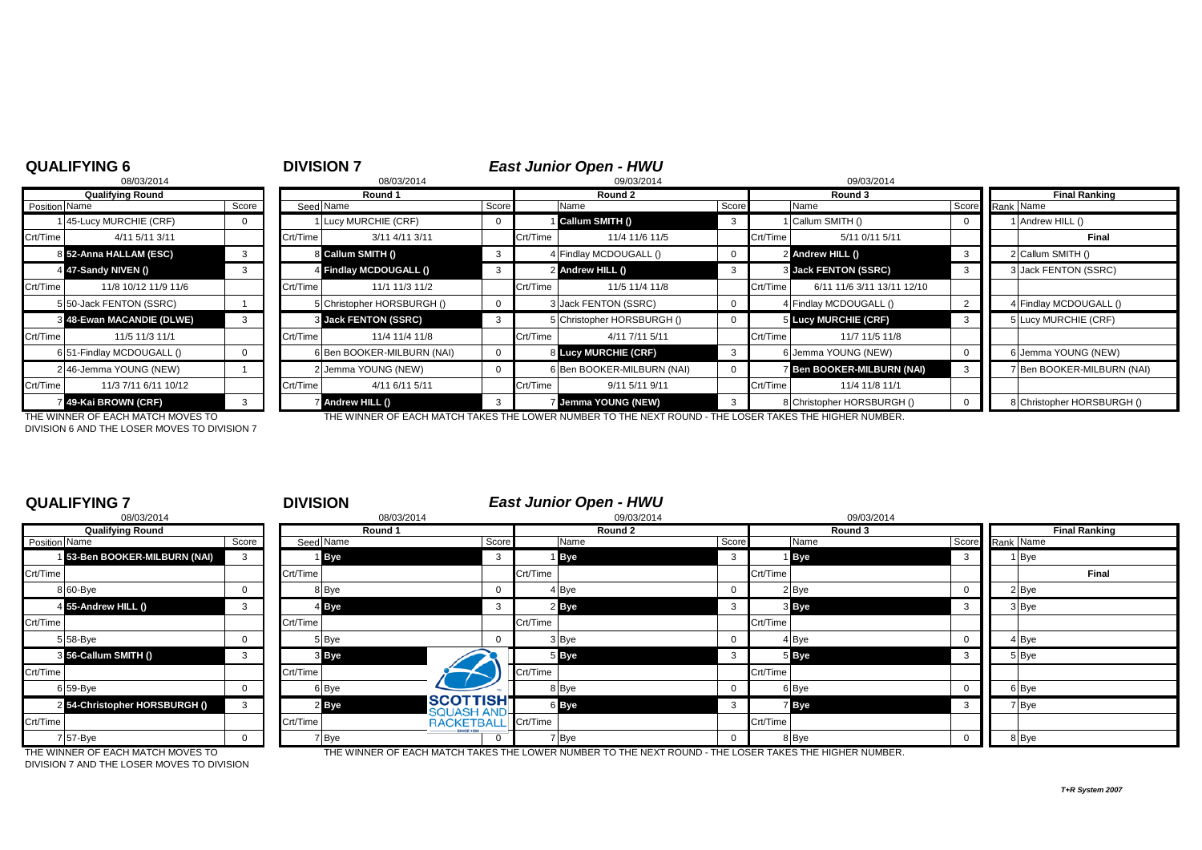## QUALIFYING 6

08/03/2014

| Position | Qualifying Round | Score |
|---|---|---|
| 1 | 45-Lucy MURCHIE (CRF) | 0 |
| Crt/Time | 4/11 5/11 3/11 | |
| 8 | **52-Anna HALLAM (ESC)** | 3 |
| 4 | **47-Sandy NIVEN ()** | 3 |
| Crt/Time | 11/8 10/12 11/9 11/6 | |
| 5 | 50-Jack FENTON (SSRC) | 1 |
| 3 | **48-Ewan MACANDIE (DLWE)** | 3 |
| Crt/Time | 11/5 11/3 11/1 | |
| 6 | 51-Findlay MCDOUGALL () | 0 |
| 2 | 46-Jemma YOUNG (NEW) | 1 |
| Crt/Time | 11/3 7/11 6/11 10/12 | |
| 7 | **49-Kai BROWN (CRF)** | 3 |

THE WINNER OF EACH MATCH MOVES TO DIVISION 6 AND THE LOSER MOVES TO DIVISION 7

## DIVISION 7

### *East Junior Open - HWU*

| Seed | Round 1 (08/03/2014) | Score | | Round 2 (09/03/2014) | Score | | Round 3 (09/03/2014) | Score |
|---|---|---|---|---|---|---|---|---|
| 1 | Lucy MURCHIE (CRF) | 0 | 1 | **Callum SMITH ()** | 3 | 1 | Callum SMITH () | 0 |
| Crt/Time | 3/11 4/11 3/11 | | Crt/Time | 11/4 11/6 11/5 | | Crt/Time | 5/11 0/11 5/11 | |
| 8 | **Callum SMITH ()** | 3 | 4 | Findlay MCDOUGALL () | 0 | 2 | **Andrew HILL ()** | 3 |
| 4 | **Findlay MCDOUGALL ()** | 3 | 2 | **Andrew HILL ()** | 3 | 3 | **Jack FENTON (SSRC)** | 3 |
| Crt/Time | 11/1 11/3 11/2 | | Crt/Time | 11/5 11/4 11/8 | | Crt/Time | 6/11 11/6 3/11 13/11 12/10 | |
| 5 | Christopher HORSBURGH () | 0 | 3 | Jack FENTON (SSRC) | 0 | 4 | Findlay MCDOUGALL () | 2 |
| 3 | **Jack FENTON (SSRC)** | 3 | 5 | Christopher HORSBURGH () | 0 | 5 | **Lucy MURCHIE (CRF)** | 3 |
| Crt/Time | 11/4 11/4 11/8 | | Crt/Time | 4/11 7/11 5/11 | | Crt/Time | 11/7 11/5 11/8 | |
| 6 | Ben BOOKER-MILBURN (NAI) | 0 | 8 | **Lucy MURCHIE (CRF)** | 3 | 6 | Jemma YOUNG (NEW) | 0 |
| 2 | Jemma YOUNG (NEW) | 0 | 6 | Ben BOOKER-MILBURN (NAI) | 0 | 7 | **Ben BOOKER-MILBURN (NAI)** | 3 |
| Crt/Time | 4/11 6/11 5/11 | | Crt/Time | 9/11 5/11 9/11 | | Crt/Time | 11/4 11/8 11/1 | |
| 7 | **Andrew HILL ()** | 3 | 7 | **Jemma YOUNG (NEW)** | 3 | 8 | Christopher HORSBURGH () | 0 |

| Rank | Final Ranking |
|---|---|
| 1 | Andrew HILL () |
| | **Final** |
| 2 | Callum SMITH () |
| 3 | Jack FENTON (SSRC) |
| 4 | Findlay MCDOUGALL () |
| 5 | Lucy MURCHIE (CRF) |
| 6 | Jemma YOUNG (NEW) |
| 7 | Ben BOOKER-MILBURN (NAI) |
| 8 | Christopher HORSBURGH () |

THE WINNER OF EACH MATCH TAKES THE LOWER NUMBER TO THE NEXT ROUND - THE LOSER TAKES THE HIGHER NUMBER.

## QUALIFYING 7

08/03/2014

| Position | Qualifying Round | Score |
|---|---|---|
| 1 | **53-Ben BOOKER-MILBURN (NAI)** | 3 |
| Crt/Time | | |
| 8 | 60-Bye | 0 |
| 4 | **55-Andrew HILL ()** | 3 |
| Crt/Time | | |
| 5 | 58-Bye | 0 |
| 3 | **56-Callum SMITH ()** | 3 |
| Crt/Time | | |
| 6 | 59-Bye | 0 |
| 2 | **54-Christopher HORSBURGH ()** | 3 |
| Crt/Time | | |
| 7 | 57-Bye | 0 |

THE WINNER OF EACH MATCH MOVES TO DIVISION 7 AND THE LOSER MOVES TO DIVISION

## DIVISION

### *East Junior Open - HWU*

| Seed | Round 1 (08/03/2014) | Score | | Round 2 (09/03/2014) | Score | | Round 3 (09/03/2014) | Score |
|---|---|---|---|---|---|---|---|---|
| 1 | **Bye** | 3 | 1 | **Bye** | 3 | 1 | **Bye** | 3 |
| Crt/Time | | | Crt/Time | | | Crt/Time | | |
| 8 | Bye | 0 | 4 | Bye | 0 | 2 | Bye | 0 |
| 4 | **Bye** | 3 | 2 | **Bye** | 3 | 3 | **Bye** | 3 |
| Crt/Time | | | Crt/Time | | | Crt/Time | | |
| 5 | Bye | 0 | 3 | Bye | 0 | 4 | Bye | 0 |
| 3 | **Bye** | | 5 | **Bye** | 3 | 5 | **Bye** | 3 |
| Crt/Time | | | Crt/Time | | | Crt/Time | | |
| 6 | Bye | | 8 | Bye | 0 | 6 | Bye | 0 |
| 2 | **Bye** | | 6 | **Bye** | 3 | 7 | **Bye** | 3 |
| Crt/Time | | | Crt/Time | | | Crt/Time | | |
| 7 | Bye | 0 | 7 | Bye | 0 | 8 | Bye | 0 |

| Rank | Final Ranking |
|---|---|
| 1 | Bye |
| | **Final** |
| 2 | Bye |
| 3 | Bye |
| 4 | Bye |
| 5 | Bye |
| 6 | Bye |
| 7 | Bye |
| 8 | Bye |

SCOTTISH SQUASH AND RACKETBALL SINCE 1936

THE WINNER OF EACH MATCH TAKES THE LOWER NUMBER TO THE NEXT ROUND - THE LOSER TAKES THE HIGHER NUMBER.

*T+R System 2007*